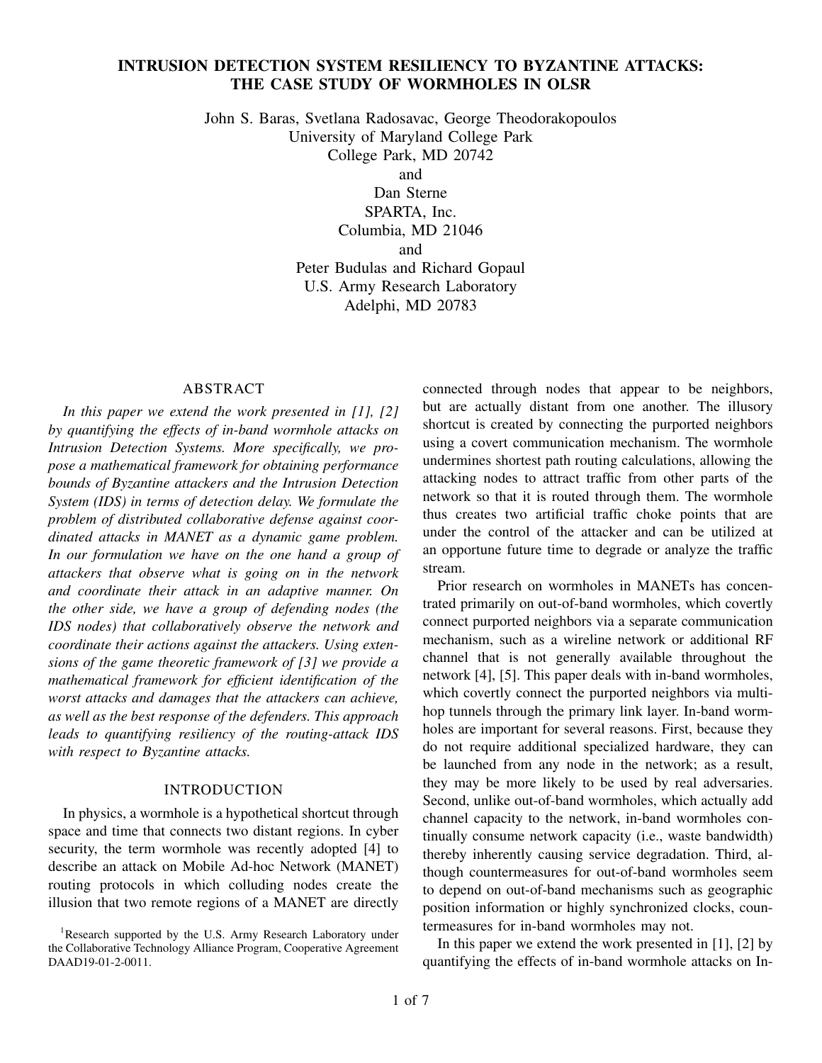# INTRUSION DETECTION SYSTEM RESILIENCY TO BYZANTINE ATTACKS: THE CASE STUDY OF WORMHOLES IN OLSR

John S. Baras, Svetlana Radosavac, George Theodorakopoulos
University of Maryland College Park
College Park, MD 20742
and
Dan Sterne
SPARTA, Inc.
Columbia, MD 21046
and
Peter Budulas and Richard Gopaul
U.S. Army Research Laboratory
Adelphi, MD 20783

## ABSTRACT

*In this paper we extend the work presented in [1], [2] by quantifying the effects of in-band wormhole attacks on Intrusion Detection Systems. More specifically, we propose a mathematical framework for obtaining performance bounds of Byzantine attackers and the Intrusion Detection System (IDS) in terms of detection delay. We formulate the problem of distributed collaborative defense against coordinated attacks in MANET as a dynamic game problem. In our formulation we have on the one hand a group of attackers that observe what is going on in the network and coordinate their attack in an adaptive manner. On the other side, we have a group of defending nodes (the IDS nodes) that collaboratively observe the network and coordinate their actions against the attackers. Using extensions of the game theoretic framework of [3] we provide a mathematical framework for efficient identification of the worst attacks and damages that the attackers can achieve, as well as the best response of the defenders. This approach leads to quantifying resiliency of the routing-attack IDS with respect to Byzantine attacks.*

## INTRODUCTION

In physics, a wormhole is a hypothetical shortcut through space and time that connects two distant regions. In cyber security, the term wormhole was recently adopted [4] to describe an attack on Mobile Ad-hoc Network (MANET) routing protocols in which colluding nodes create the illusion that two remote regions of a MANET are directly connected through nodes that appear to be neighbors, but are actually distant from one another. The illusory shortcut is created by connecting the purported neighbors using a covert communication mechanism. The wormhole undermines shortest path routing calculations, allowing the attacking nodes to attract traffic from other parts of the network so that it is routed through them. The wormhole thus creates two artificial traffic choke points that are under the control of the attacker and can be utilized at an opportune future time to degrade or analyze the traffic stream.

Prior research on wormholes in MANETs has concentrated primarily on out-of-band wormholes, which covertly connect purported neighbors via a separate communication mechanism, such as a wireline network or additional RF channel that is not generally available throughout the network [4], [5]. This paper deals with in-band wormholes, which covertly connect the purported neighbors via multihop tunnels through the primary link layer. In-band wormholes are important for several reasons. First, because they do not require additional specialized hardware, they can be launched from any node in the network; as a result, they may be more likely to be used by real adversaries. Second, unlike out-of-band wormholes, which actually add channel capacity to the network, in-band wormholes continually consume network capacity (i.e., waste bandwidth) thereby inherently causing service degradation. Third, although countermeasures for out-of-band wormholes seem to depend on out-of-band mechanisms such as geographic position information or highly synchronized clocks, countermeasures for in-band wormholes may not.

In this paper we extend the work presented in [1], [2] by quantifying the effects of in-band wormhole attacks on In-

[1]Research supported by the U.S. Army Research Laboratory under the Collaborative Technology Alliance Program, Cooperative Agreement DAAD19-01-2-0011.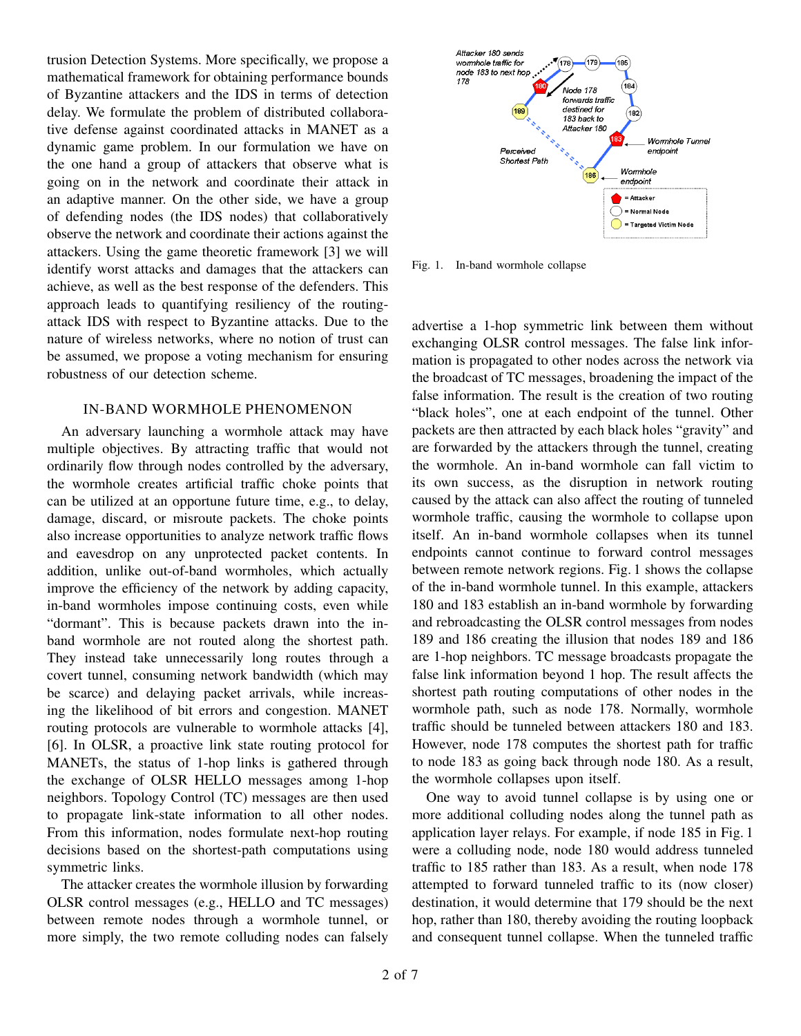trusion Detection Systems. More specifically, we propose a mathematical framework for obtaining performance bounds of Byzantine attackers and the IDS in terms of detection delay. We formulate the problem of distributed collaborative defense against coordinated attacks in MANET as a dynamic game problem. In our formulation we have on the one hand a group of attackers that observe what is going on in the network and coordinate their attack in an adaptive manner. On the other side, we have a group of defending nodes (the IDS nodes) that collaboratively observe the network and coordinate their actions against the attackers. Using the game theoretic framework [3] we will identify worst attacks and damages that the attackers can achieve, as well as the best response of the defenders. This approach leads to quantifying resiliency of the routing-attack IDS with respect to Byzantine attacks. Due to the nature of wireless networks, where no notion of trust can be assumed, we propose a voting mechanism for ensuring robustness of our detection scheme.

## IN-BAND WORMHOLE PHENOMENON

An adversary launching a wormhole attack may have multiple objectives. By attracting traffic that would not ordinarily flow through nodes controlled by the adversary, the wormhole creates artificial traffic choke points that can be utilized at an opportune future time, e.g., to delay, damage, discard, or misroute packets. The choke points also increase opportunities to analyze network traffic flows and eavesdrop on any unprotected packet contents. In addition, unlike out-of-band wormholes, which actually improve the efficiency of the network by adding capacity, in-band wormholes impose continuing costs, even while "dormant". This is because packets drawn into the in-band wormhole are not routed along the shortest path. They instead take unnecessarily long routes through a covert tunnel, consuming network bandwidth (which may be scarce) and delaying packet arrivals, while increasing the likelihood of bit errors and congestion. MANET routing protocols are vulnerable to wormhole attacks [4], [6]. In OLSR, a proactive link state routing protocol for MANETs, the status of 1-hop links is gathered through the exchange of OLSR HELLO messages among 1-hop neighbors. Topology Control (TC) messages are then used to propagate link-state information to all other nodes. From this information, nodes formulate next-hop routing decisions based on the shortest-path computations using symmetric links.

The attacker creates the wormhole illusion by forwarding OLSR control messages (e.g., HELLO and TC messages) between remote nodes through a wormhole tunnel, or more simply, the two remote colluding nodes can falsely

Attacker 180 sends wormhole traffic for node 183 to next hop 178

Node 178 forwards traffic destined for 183 back to Attacker 180

Wormhole Tunnel endpoint

Perceived Shortest Path

Wormhole endpoint

= Attacker
= Normal Node
= Targeted Victim Node

Fig. 1. In-band wormhole collapse

advertise a 1-hop symmetric link between them without exchanging OLSR control messages. The false link information is propagated to other nodes across the network via the broadcast of TC messages, broadening the impact of the false information. The result is the creation of two routing "black holes", one at each endpoint of the tunnel. Other packets are then attracted by each black holes "gravity" and are forwarded by the attackers through the tunnel, creating the wormhole. An in-band wormhole can fall victim to its own success, as the disruption in network routing caused by the attack can also affect the routing of tunneled wormhole traffic, causing the wormhole to collapse upon itself. An in-band wormhole collapses when its tunnel endpoints cannot continue to forward control messages between remote network regions. Fig. 1 shows the collapse of the in-band wormhole tunnel. In this example, attackers 180 and 183 establish an in-band wormhole by forwarding and rebroadcasting the OLSR control messages from nodes 189 and 186 creating the illusion that nodes 189 and 186 are 1-hop neighbors. TC message broadcasts propagate the false link information beyond 1 hop. The result affects the shortest path routing computations of other nodes in the wormhole path, such as node 178. Normally, wormhole traffic should be tunneled between attackers 180 and 183. However, node 178 computes the shortest path for traffic to node 183 as going back through node 180. As a result, the wormhole collapses upon itself.

One way to avoid tunnel collapse is by using one or more additional colluding nodes along the tunnel path as application layer relays. For example, if node 185 in Fig. 1 were a colluding node, node 180 would address tunneled traffic to 185 rather than 183. As a result, when node 178 attempted to forward tunneled traffic to its (now closer) destination, it would determine that 179 should be the next hop, rather than 180, thereby avoiding the routing loopback and consequent tunnel collapse. When the tunneled traffic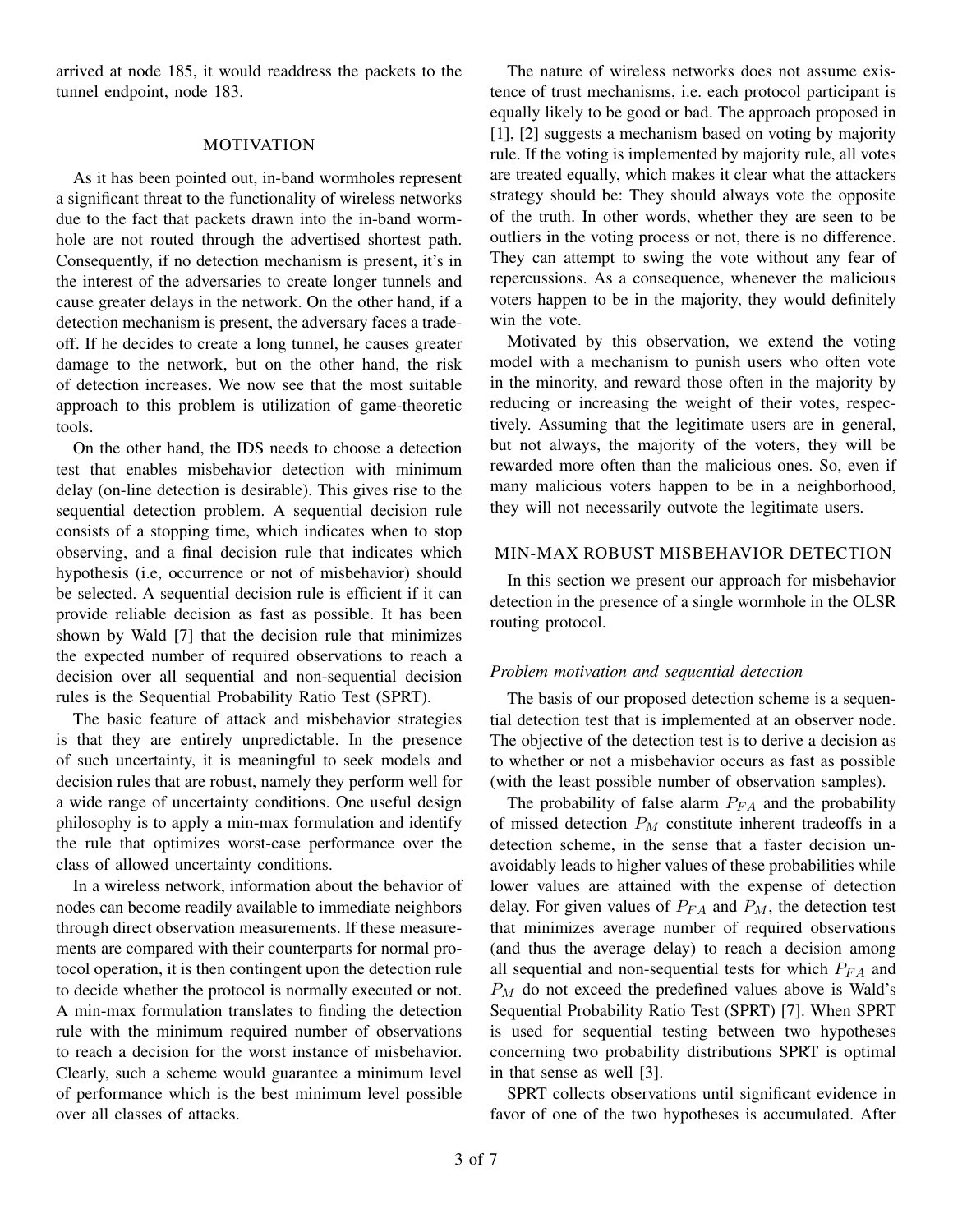arrived at node 185, it would readdress the packets to the tunnel endpoint, node 183.

## MOTIVATION

As it has been pointed out, in-band wormholes represent a significant threat to the functionality of wireless networks due to the fact that packets drawn into the in-band wormhole are not routed through the advertised shortest path. Consequently, if no detection mechanism is present, it's in the interest of the adversaries to create longer tunnels and cause greater delays in the network. On the other hand, if a detection mechanism is present, the adversary faces a tradeoff. If he decides to create a long tunnel, he causes greater damage to the network, but on the other hand, the risk of detection increases. We now see that the most suitable approach to this problem is utilization of game-theoretic tools.

On the other hand, the IDS needs to choose a detection test that enables misbehavior detection with minimum delay (on-line detection is desirable). This gives rise to the sequential detection problem. A sequential decision rule consists of a stopping time, which indicates when to stop observing, and a final decision rule that indicates which hypothesis (i.e, occurrence or not of misbehavior) should be selected. A sequential decision rule is efficient if it can provide reliable decision as fast as possible. It has been shown by Wald [7] that the decision rule that minimizes the expected number of required observations to reach a decision over all sequential and non-sequential decision rules is the Sequential Probability Ratio Test (SPRT).

The basic feature of attack and misbehavior strategies is that they are entirely unpredictable. In the presence of such uncertainty, it is meaningful to seek models and decision rules that are robust, namely they perform well for a wide range of uncertainty conditions. One useful design philosophy is to apply a min-max formulation and identify the rule that optimizes worst-case performance over the class of allowed uncertainty conditions.

In a wireless network, information about the behavior of nodes can become readily available to immediate neighbors through direct observation measurements. If these measurements are compared with their counterparts for normal protocol operation, it is then contingent upon the detection rule to decide whether the protocol is normally executed or not. A min-max formulation translates to finding the detection rule with the minimum required number of observations to reach a decision for the worst instance of misbehavior. Clearly, such a scheme would guarantee a minimum level of performance which is the best minimum level possible over all classes of attacks.

The nature of wireless networks does not assume existence of trust mechanisms, i.e. each protocol participant is equally likely to be good or bad. The approach proposed in [1], [2] suggests a mechanism based on voting by majority rule. If the voting is implemented by majority rule, all votes are treated equally, which makes it clear what the attackers strategy should be: They should always vote the opposite of the truth. In other words, whether they are seen to be outliers in the voting process or not, there is no difference. They can attempt to swing the vote without any fear of repercussions. As a consequence, whenever the malicious voters happen to be in the majority, they would definitely win the vote.

Motivated by this observation, we extend the voting model with a mechanism to punish users who often vote in the minority, and reward those often in the majority by reducing or increasing the weight of their votes, respectively. Assuming that the legitimate users are in general, but not always, the majority of the voters, they will be rewarded more often than the malicious ones. So, even if many malicious voters happen to be in a neighborhood, they will not necessarily outvote the legitimate users.

## MIN-MAX ROBUST MISBEHAVIOR DETECTION

In this section we present our approach for misbehavior detection in the presence of a single wormhole in the OLSR routing protocol.

### *Problem motivation and sequential detection*

The basis of our proposed detection scheme is a sequential detection test that is implemented at an observer node. The objective of the detection test is to derive a decision as to whether or not a misbehavior occurs as fast as possible (with the least possible number of observation samples).

The probability of false alarm $P_{FA}$ and the probability of missed detection $P_M$ constitute inherent tradeoffs in a detection scheme, in the sense that a faster decision unavoidably leads to higher values of these probabilities while lower values are attained with the expense of detection delay. For given values of $P_{FA}$ and $P_M$, the detection test that minimizes average number of required observations (and thus the average delay) to reach a decision among all sequential and non-sequential tests for which $P_{FA}$ and $P_M$ do not exceed the predefined values above is Wald's Sequential Probability Ratio Test (SPRT) [7]. When SPRT is used for sequential testing between two hypotheses concerning two probability distributions SPRT is optimal in that sense as well [3].

SPRT collects observations until significant evidence in favor of one of the two hypotheses is accumulated. After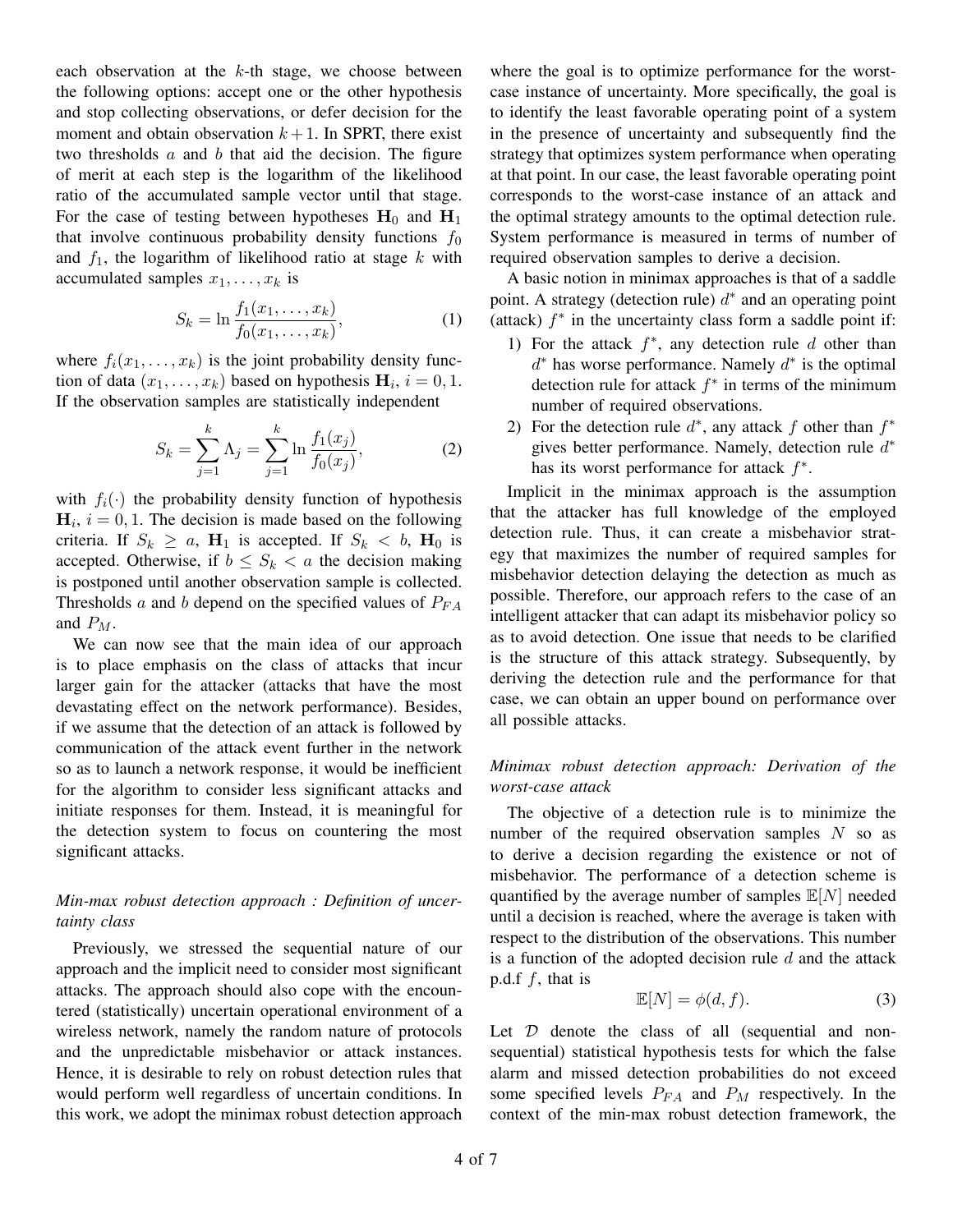each observation at the $k$-th stage, we choose between the following options: accept one or the other hypothesis and stop collecting observations, or defer decision for the moment and obtain observation $k+1$. In SPRT, there exist two thresholds $a$ and $b$ that aid the decision. The figure of merit at each step is the logarithm of the likelihood ratio of the accumulated sample vector until that stage. For the case of testing between hypotheses $\mathbf{H}_0$ and $\mathbf{H}_1$ that involve continuous probability density functions $f_0$ and $f_1$, the logarithm of likelihood ratio at stage $k$ with accumulated samples $x_1, \ldots, x_k$ is

$$S_k = \ln \frac{f_1(x_1, \ldots, x_k)}{f_0(x_1, \ldots, x_k)}, \tag{1}$$

where $f_i(x_1, \ldots, x_k)$ is the joint probability density function of data $(x_1, \ldots, x_k)$ based on hypothesis $\mathbf{H}_i$, $i = 0, 1$. If the observation samples are statistically independent

$$S_k = \sum_{j=1}^{k} \Lambda_j = \sum_{j=1}^{k} \ln \frac{f_1(x_j)}{f_0(x_j)}, \tag{2}$$

with $f_i(\cdot)$ the probability density function of hypothesis $\mathbf{H}_i$, $i = 0, 1$. The decision is made based on the following criteria. If $S_k \geq a$, $\mathbf{H}_1$ is accepted. If $S_k < b$, $\mathbf{H}_0$ is accepted. Otherwise, if $b \leq S_k < a$ the decision making is postponed until another observation sample is collected. Thresholds $a$ and $b$ depend on the specified values of $P_{FA}$ and $P_M$.

We can now see that the main idea of our approach is to place emphasis on the class of attacks that incur larger gain for the attacker (attacks that have the most devastating effect on the network performance). Besides, if we assume that the detection of an attack is followed by communication of the attack event further in the network so as to launch a network response, it would be inefficient for the algorithm to consider less significant attacks and initiate responses for them. Instead, it is meaningful for the detection system to focus on countering the most significant attacks.

*Min-max robust detection approach : Definition of uncertainty class*

Previously, we stressed the sequential nature of our approach and the implicit need to consider most significant attacks. The approach should also cope with the encountered (statistically) uncertain operational environment of a wireless network, namely the random nature of protocols and the unpredictable misbehavior or attack instances. Hence, it is desirable to rely on robust detection rules that would perform well regardless of uncertain conditions. In this work, we adopt the minimax robust detection approach where the goal is to optimize performance for the worst-case instance of uncertainty. More specifically, the goal is to identify the least favorable operating point of a system in the presence of uncertainty and subsequently find the strategy that optimizes system performance when operating at that point. In our case, the least favorable operating point corresponds to the worst-case instance of an attack and the optimal strategy amounts to the optimal detection rule. System performance is measured in terms of number of required observation samples to derive a decision.

A basic notion in minimax approaches is that of a saddle point. A strategy (detection rule) $d^*$ and an operating point (attack) $f^*$ in the uncertainty class form a saddle point if:

1) For the attack $f^*$, any detection rule $d$ other than $d^*$ has worse performance. Namely $d^*$ is the optimal detection rule for attack $f^*$ in terms of the minimum number of required observations.
2) For the detection rule $d^*$, any attack $f$ other than $f^*$ gives better performance. Namely, detection rule $d^*$ has its worst performance for attack $f^*$.

Implicit in the minimax approach is the assumption that the attacker has full knowledge of the employed detection rule. Thus, it can create a misbehavior strategy that maximizes the number of required samples for misbehavior detection delaying the detection as much as possible. Therefore, our approach refers to the case of an intelligent attacker that can adapt its misbehavior policy so as to avoid detection. One issue that needs to be clarified is the structure of this attack strategy. Subsequently, by deriving the detection rule and the performance for that case, we can obtain an upper bound on performance over all possible attacks.

*Minimax robust detection approach: Derivation of the worst-case attack*

The objective of a detection rule is to minimize the number of the required observation samples $N$ so as to derive a decision regarding the existence or not of misbehavior. The performance of a detection scheme is quantified by the average number of samples $\mathbb{E}[N]$ needed until a decision is reached, where the average is taken with respect to the distribution of the observations. This number is a function of the adopted decision rule $d$ and the attack p.d.f $f$, that is

$$\mathbb{E}[N] = \phi(d, f). \tag{3}$$

Let $\mathcal{D}$ denote the class of all (sequential and non-sequential) statistical hypothesis tests for which the false alarm and missed detection probabilities do not exceed some specified levels $P_{FA}$ and $P_M$ respectively. In the context of the min-max robust detection framework, the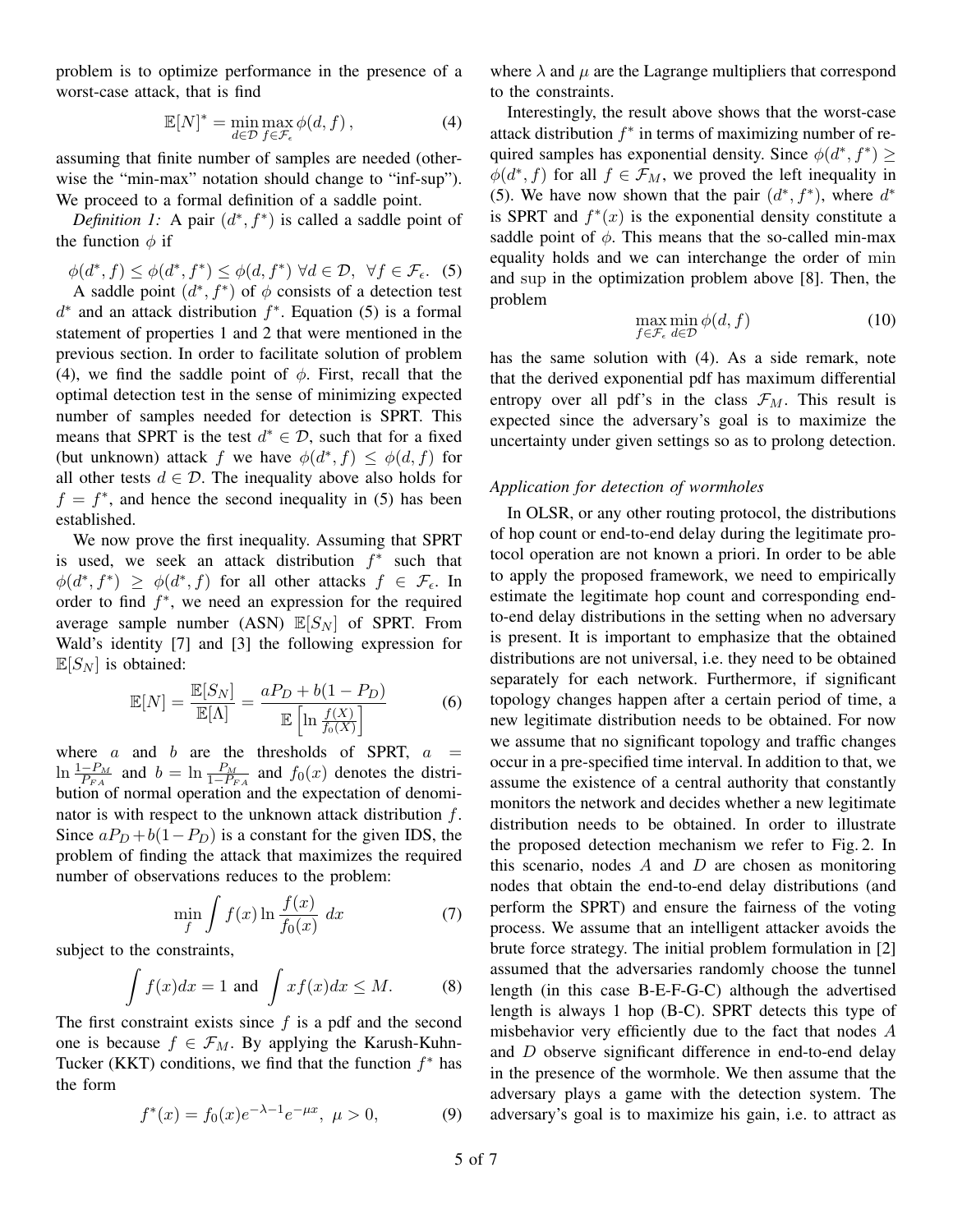problem is to optimize performance in the presence of a worst-case attack, that is find

$$\mathbb{E}[N]^* = \min_{d \in \mathcal{D}} \max_{f \in \mathcal{F}_\epsilon} \phi(d, f) \,, \tag{4}$$

assuming that finite number of samples are needed (otherwise the "min-max" notation should change to "inf-sup"). We proceed to a formal definition of a saddle point.

*Definition 1:* A pair $(d^*, f^*)$ is called a saddle point of the function $\phi$ if

$$\phi(d^*, f) \leq \phi(d^*, f^*) \leq \phi(d, f^*) \;\forall d \in \mathcal{D}, \;\; \forall f \in \mathcal{F}_\epsilon. \tag{5}$$

A saddle point $(d^*, f^*)$ of $\phi$ consists of a detection test $d^*$ and an attack distribution $f^*$. Equation (5) is a formal statement of properties 1 and 2 that were mentioned in the previous section. In order to facilitate solution of problem (4), we find the saddle point of $\phi$. First, recall that the optimal detection test in the sense of minimizing expected number of samples needed for detection is SPRT. This means that SPRT is the test $d^* \in \mathcal{D}$, such that for a fixed (but unknown) attack $f$ we have $\phi(d^*, f) \leq \phi(d, f)$ for all other tests $d \in \mathcal{D}$. The inequality above also holds for $f = f^*$, and hence the second inequality in (5) has been established.

We now prove the first inequality. Assuming that SPRT is used, we seek an attack distribution $f^*$ such that $\phi(d^*, f^*) \geq \phi(d^*, f)$ for all other attacks $f \in \mathcal{F}_\epsilon$. In order to find $f^*$, we need an expression for the required average sample number (ASN) $\mathbb{E}[S_N]$ of SPRT. From Wald's identity [7] and [3] the following expression for $\mathbb{E}[S_N]$ is obtained:

$$\mathbb{E}[N] = \frac{\mathbb{E}[S_N]}{\mathbb{E}[\Lambda]} = \frac{aP_D + b(1 - P_D)}{\mathbb{E}\left[\ln \frac{f(X)}{f_0(X)}\right]} \tag{6}$$

where $a$ and $b$ are the thresholds of SPRT, $a = \ln \frac{1-P_M}{P_{FA}}$ and $b = \ln \frac{P_M}{1-P_{FA}}$ and $f_0(x)$ denotes the distribution of normal operation and the expectation of denominator is with respect to the unknown attack distribution $f$. Since $aP_D + b(1 - P_D)$ is a constant for the given IDS, the problem of finding the attack that maximizes the required number of observations reduces to the problem:

$$\min_f \int f(x) \ln \frac{f(x)}{f_0(x)} \; dx \tag{7}$$

subject to the constraints,

$$\int f(x)dx = 1 \text{ and } \int x f(x) dx \leq M. \tag{8}$$

The first constraint exists since $f$ is a pdf and the second one is because $f \in \mathcal{F}_M$. By applying the Karush-Kuhn-Tucker (KKT) conditions, we find that the function $f^*$ has the form

$$f^*(x) = f_0(x) e^{-\lambda - 1} e^{-\mu x}, \; \mu > 0, \tag{9}$$

where $\lambda$ and $\mu$ are the Lagrange multipliers that correspond to the constraints.

Interestingly, the result above shows that the worst-case attack distribution $f^*$ in terms of maximizing number of required samples has exponential density. Since $\phi(d^*, f^*) \geq \phi(d^*, f)$ for all $f \in \mathcal{F}_M$, we proved the left inequality in (5). We have now shown that the pair $(d^*, f^*)$, where $d^*$ is SPRT and $f^*(x)$ is the exponential density constitute a saddle point of $\phi$. This means that the so-called min-max equality holds and we can interchange the order of min and sup in the optimization problem above [8]. Then, the problem

$$\max_{f \in \mathcal{F}_\epsilon} \min_{d \in \mathcal{D}} \phi(d, f) \tag{10}$$

has the same solution with (4). As a side remark, note that the derived exponential pdf has maximum differential entropy over all pdf's in the class $\mathcal{F}_M$. This result is expected since the adversary's goal is to maximize the uncertainty under given settings so as to prolong detection.

### *Application for detection of wormholes*

In OLSR, or any other routing protocol, the distributions of hop count or end-to-end delay during the legitimate protocol operation are not known a priori. In order to be able to apply the proposed framework, we need to empirically estimate the legitimate hop count and corresponding end-to-end delay distributions in the setting when no adversary is present. It is important to emphasize that the obtained distributions are not universal, i.e. they need to be obtained separately for each network. Furthermore, if significant topology changes happen after a certain period of time, a new legitimate distribution needs to be obtained. For now we assume that no significant topology and traffic changes occur in a pre-specified time interval. In addition to that, we assume the existence of a central authority that constantly monitors the network and decides whether a new legitimate distribution needs to be obtained. In order to illustrate the proposed detection mechanism we refer to Fig. 2. In this scenario, nodes $A$ and $D$ are chosen as monitoring nodes that obtain the end-to-end delay distributions (and perform the SPRT) and ensure the fairness of the voting process. We assume that an intelligent attacker avoids the brute force strategy. The initial problem formulation in [2] assumed that the adversaries randomly choose the tunnel length (in this case B-E-F-G-C) although the advertised length is always 1 hop (B-C). SPRT detects this type of misbehavior very efficiently due to the fact that nodes $A$ and $D$ observe significant difference in end-to-end delay in the presence of the wormhole. We then assume that the adversary plays a game with the detection system. The adversary's goal is to maximize his gain, i.e. to attract as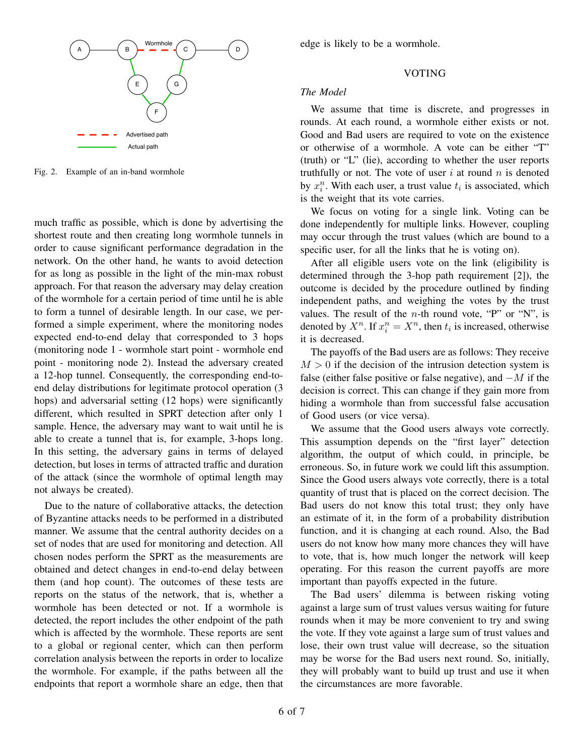Fig. 2. Example of an in-band wormhole

much traffic as possible, which is done by advertising the shortest route and then creating long wormhole tunnels in order to cause significant performance degradation in the network. On the other hand, he wants to avoid detection for as long as possible in the light of the min-max robust approach. For that reason the adversary may delay creation of the wormhole for a certain period of time until he is able to form a tunnel of desirable length. In our case, we performed a simple experiment, where the monitoring nodes expected end-to-end delay that corresponded to 3 hops (monitoring node 1 - wormhole start point - wormhole end point - monitoring node 2). Instead the adversary created a 12-hop tunnel. Consequently, the corresponding end-to-end delay distributions for legitimate protocol operation (3 hops) and adversarial setting (12 hops) were significantly different, which resulted in SPRT detection after only 1 sample. Hence, the adversary may want to wait until he is able to create a tunnel that is, for example, 3-hops long. In this setting, the adversary gains in terms of delayed detection, but loses in terms of attracted traffic and duration of the attack (since the wormhole of optimal length may not always be created).

Due to the nature of collaborative attacks, the detection of Byzantine attacks needs to be performed in a distributed manner. We assume that the central authority decides on a set of nodes that are used for monitoring and detection. All chosen nodes perform the SPRT as the measurements are obtained and detect changes in end-to-end delay between them (and hop count). The outcomes of these tests are reports on the status of the network, that is, whether a wormhole has been detected or not. If a wormhole is detected, the report includes the other endpoint of the path which is affected by the wormhole. These reports are sent to a global or regional center, which can then perform correlation analysis between the reports in order to localize the wormhole. For example, if the paths between all the endpoints that report a wormhole share an edge, then that edge is likely to be a wormhole.

## VOTING

### *The Model*

We assume that time is discrete, and progresses in rounds. At each round, a wormhole either exists or not. Good and Bad users are required to vote on the existence or otherwise of a wormhole. A vote can be either "T" (truth) or "L" (lie), according to whether the user reports truthfully or not. The vote of user $i$ at round $n$ is denoted by $x_i^n$. With each user, a trust value $t_i$ is associated, which is the weight that its vote carries.

We focus on voting for a single link. Voting can be done independently for multiple links. However, coupling may occur through the trust values (which are bound to a specific user, for all the links that he is voting on).

After all eligible users vote on the link (eligibility is determined through the 3-hop path requirement [2]), the outcome is decided by the procedure outlined by finding independent paths, and weighing the votes by the trust values. The result of the $n$-th round vote, "P" or "N", is denoted by $X^n$. If $x_i^n = X^n$, then $t_i$ is increased, otherwise it is decreased.

The payoffs of the Bad users are as follows: They receive $M > 0$ if the decision of the intrusion detection system is false (either false positive or false negative), and $-M$ if the decision is correct. This can change if they gain more from hiding a wormhole than from successful false accusation of Good users (or vice versa).

We assume that the Good users always vote correctly. This assumption depends on the "first layer" detection algorithm, the output of which could, in principle, be erroneous. So, in future work we could lift this assumption. Since the Good users always vote correctly, there is a total quantity of trust that is placed on the correct decision. The Bad users do not know this total trust; they only have an estimate of it, in the form of a probability distribution function, and it is changing at each round. Also, the Bad users do not know how many more chances they will have to vote, that is, how much longer the network will keep operating. For this reason the current payoffs are more important than payoffs expected in the future.

The Bad users' dilemma is between risking voting against a large sum of trust values versus waiting for future rounds when it may be more convenient to try and swing the vote. If they vote against a large sum of trust values and lose, their own trust value will decrease, so the situation may be worse for the Bad users next round. So, initially, they will probably want to build up trust and use it when the circumstances are more favorable.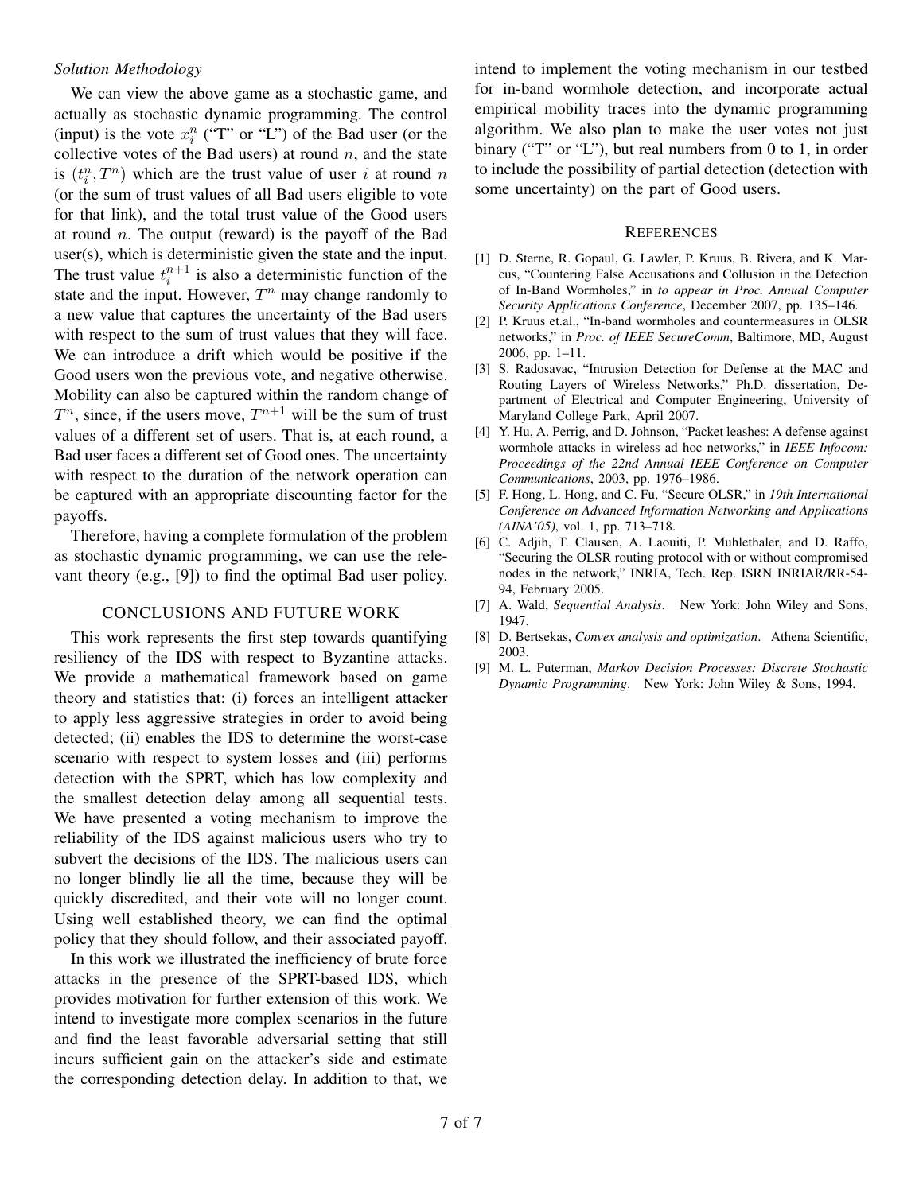*Solution Methodology*

We can view the above game as a stochastic game, and actually as stochastic dynamic programming. The control (input) is the vote $x_i^n$ ("T" or "L") of the Bad user (or the collective votes of the Bad users) at round $n$, and the state is $(t_i^n, T^n)$ which are the trust value of user $i$ at round $n$ (or the sum of trust values of all Bad users eligible to vote for that link), and the total trust value of the Good users at round $n$. The output (reward) is the payoff of the Bad user(s), which is deterministic given the state and the input. The trust value $t_i^{n+1}$ is also a deterministic function of the state and the input. However, $T^n$ may change randomly to a new value that captures the uncertainty of the Bad users with respect to the sum of trust values that they will face. We can introduce a drift which would be positive if the Good users won the previous vote, and negative otherwise. Mobility can also be captured within the random change of $T^n$, since, if the users move, $T^{n+1}$ will be the sum of trust values of a different set of users. That is, at each round, a Bad user faces a different set of Good ones. The uncertainty with respect to the duration of the network operation can be captured with an appropriate discounting factor for the payoffs.

Therefore, having a complete formulation of the problem as stochastic dynamic programming, we can use the relevant theory (e.g., [9]) to find the optimal Bad user policy.

## CONCLUSIONS AND FUTURE WORK

This work represents the first step towards quantifying resiliency of the IDS with respect to Byzantine attacks. We provide a mathematical framework based on game theory and statistics that: (i) forces an intelligent attacker to apply less aggressive strategies in order to avoid being detected; (ii) enables the IDS to determine the worst-case scenario with respect to system losses and (iii) performs detection with the SPRT, which has low complexity and the smallest detection delay among all sequential tests. We have presented a voting mechanism to improve the reliability of the IDS against malicious users who try to subvert the decisions of the IDS. The malicious users can no longer blindly lie all the time, because they will be quickly discredited, and their vote will no longer count. Using well established theory, we can find the optimal policy that they should follow, and their associated payoff.

In this work we illustrated the inefficiency of brute force attacks in the presence of the SPRT-based IDS, which provides motivation for further extension of this work. We intend to investigate more complex scenarios in the future and find the least favorable adversarial setting that still incurs sufficient gain on the attacker's side and estimate the corresponding detection delay. In addition to that, we intend to implement the voting mechanism in our testbed for in-band wormhole detection, and incorporate actual empirical mobility traces into the dynamic programming algorithm. We also plan to make the user votes not just binary ("T" or "L"), but real numbers from 0 to 1, in order to include the possibility of partial detection (detection with some uncertainty) on the part of Good users.

## REFERENCES

[1] D. Sterne, R. Gopaul, G. Lawler, P. Kruus, B. Rivera, and K. Marcus, "Countering False Accusations and Collusion in the Detection of In-Band Wormholes," in *to appear in Proc. Annual Computer Security Applications Conference*, December 2007, pp. 135–146.

[2] P. Kruus et.al., "In-band wormholes and countermeasures in OLSR networks," in *Proc. of IEEE SecureComm*, Baltimore, MD, August 2006, pp. 1–11.

[3] S. Radosavac, "Intrusion Detection for Defense at the MAC and Routing Layers of Wireless Networks," Ph.D. dissertation, Department of Electrical and Computer Engineering, University of Maryland College Park, April 2007.

[4] Y. Hu, A. Perrig, and D. Johnson, "Packet leashes: A defense against wormhole attacks in wireless ad hoc networks," in *IEEE Infocom: Proceedings of the 22nd Annual IEEE Conference on Computer Communications*, 2003, pp. 1976–1986.

[5] F. Hong, L. Hong, and C. Fu, "Secure OLSR," in *19th International Conference on Advanced Information Networking and Applications (AINA'05)*, vol. 1, pp. 713–718.

[6] C. Adjih, T. Clausen, A. Laouiti, P. Muhlethaler, and D. Raffo, "Securing the OLSR routing protocol with or without compromised nodes in the network," INRIA, Tech. Rep. ISRN INRIAR/RR-54-94, February 2005.

[7] A. Wald, *Sequential Analysis*. New York: John Wiley and Sons, 1947.

[8] D. Bertsekas, *Convex analysis and optimization*. Athena Scientific, 2003.

[9] M. L. Puterman, *Markov Decision Processes: Discrete Stochastic Dynamic Programming*. New York: John Wiley & Sons, 1994.